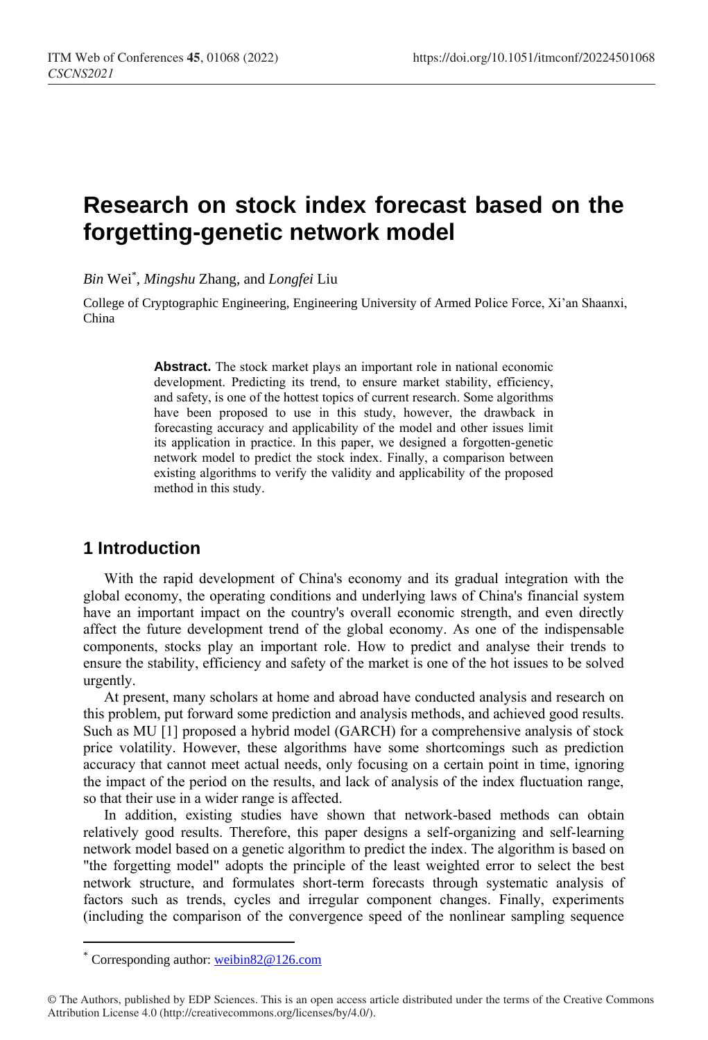# Research on stock index forecast based on the forgetting-genetic network model

*Bin* Wei[*], *Mingshu* Zhang, and *Longfei* Liu

College of Cryptographic Engineering, Engineering University of Armed Police Force, Xi'an Shaanxi, China

**Abstract.** The stock market plays an important role in national economic development. Predicting its trend, to ensure market stability, efficiency, and safety, is one of the hottest topics of current research. Some algorithms have been proposed to use in this study, however, the drawback in forecasting accuracy and applicability of the model and other issues limit its application in practice. In this paper, we designed a forgotten-genetic network model to predict the stock index. Finally, a comparison between existing algorithms to verify the validity and applicability of the proposed method in this study.

## 1 Introduction

With the rapid development of China's economy and its gradual integration with the global economy, the operating conditions and underlying laws of China's financial system have an important impact on the country's overall economic strength, and even directly affect the future development trend of the global economy. As one of the indispensable components, stocks play an important role. How to predict and analyse their trends to ensure the stability, efficiency and safety of the market is one of the hot issues to be solved urgently.

At present, many scholars at home and abroad have conducted analysis and research on this problem, put forward some prediction and analysis methods, and achieved good results. Such as MU [1] proposed a hybrid model (GARCH) for a comprehensive analysis of stock price volatility. However, these algorithms have some shortcomings such as prediction accuracy that cannot meet actual needs, only focusing on a certain point in time, ignoring the impact of the period on the results, and lack of analysis of the index fluctuation range, so that their use in a wider range is affected.

In addition, existing studies have shown that network-based methods can obtain relatively good results. Therefore, this paper designs a self-organizing and self-learning network model based on a genetic algorithm to predict the index. The algorithm is based on "the forgetting model" adopts the principle of the least weighted error to select the best network structure, and formulates short-term forecasts through systematic analysis of factors such as trends, cycles and irregular component changes. Finally, experiments (including the comparison of the convergence speed of the nonlinear sampling sequence

[*] Corresponding author: weibin82@126.com

© The Authors, published by EDP Sciences. This is an open access article distributed under the terms of the Creative Commons Attribution License 4.0 (http://creativecommons.org/licenses/by/4.0/).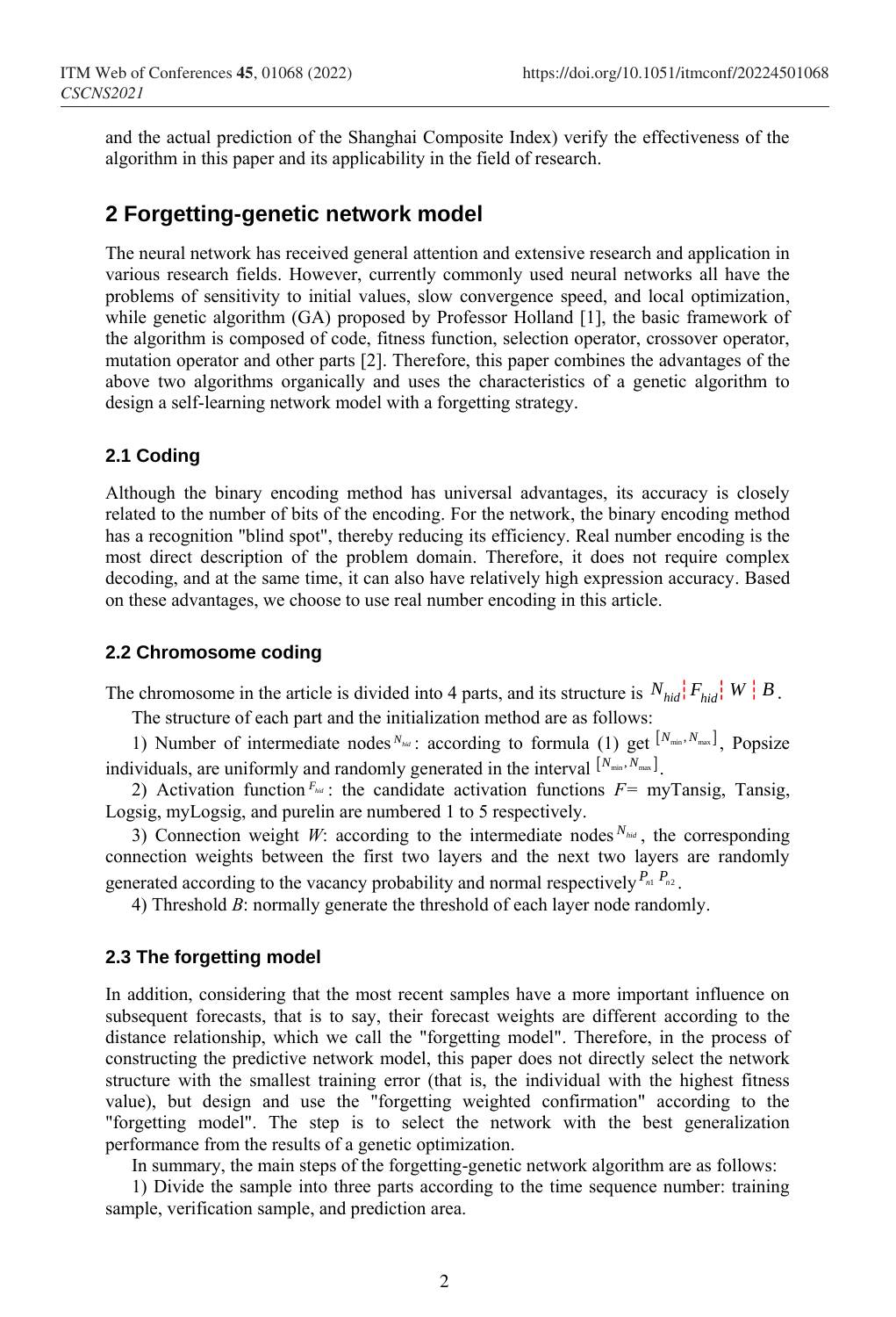and the actual prediction of the Shanghai Composite Index) verify the effectiveness of the algorithm in this paper and its applicability in the field of research.

## 2 Forgetting-genetic network model

The neural network has received general attention and extensive research and application in various research fields. However, currently commonly used neural networks all have the problems of sensitivity to initial values, slow convergence speed, and local optimization, while genetic algorithm (GA) proposed by Professor Holland [1], the basic framework of the algorithm is composed of code, fitness function, selection operator, crossover operator, mutation operator and other parts [2]. Therefore, this paper combines the advantages of the above two algorithms organically and uses the characteristics of a genetic algorithm to design a self-learning network model with a forgetting strategy.

### 2.1 Coding

Although the binary encoding method has universal advantages, its accuracy is closely related to the number of bits of the encoding. For the network, the binary encoding method has a recognition "blind spot", thereby reducing its efficiency. Real number encoding is the most direct description of the problem domain. Therefore, it does not require complex decoding, and at the same time, it can also have relatively high expression accuracy. Based on these advantages, we choose to use real number encoding in this article.

### 2.2 Chromosome coding

The chromosome in the article is divided into 4 parts, and its structure is $N_{hid} \mid F_{hid} \mid W \mid B$.

The structure of each part and the initialization method are as follows:

1) Number of intermediate nodes $N_{hid}$: according to formula (1) get $[N_{\min}, N_{\max}]$, Popsize individuals, are uniformly and randomly generated in the interval $[N_{\min}, N_{\max}]$.

2) Activation function $F_{hid}$: the candidate activation functions $F$= myTansig, Tansig, Logsig, myLogsig, and purelin are numbered 1 to 5 respectively.

3) Connection weight $W$: according to the intermediate nodes $N_{hid}$, the corresponding connection weights between the first two layers and the next two layers are randomly generated according to the vacancy probability and normal respectively $P_{n1}$ $P_{n2}$.

4) Threshold $B$: normally generate the threshold of each layer node randomly.

### 2.3 The forgetting model

In addition, considering that the most recent samples have a more important influence on subsequent forecasts, that is to say, their forecast weights are different according to the distance relationship, which we call the "forgetting model". Therefore, in the process of constructing the predictive network model, this paper does not directly select the network structure with the smallest training error (that is, the individual with the highest fitness value), but design and use the "forgetting weighted confirmation" according to the "forgetting model". The step is to select the network with the best generalization performance from the results of a genetic optimization.

In summary, the main steps of the forgetting-genetic network algorithm are as follows:

1) Divide the sample into three parts according to the time sequence number: training sample, verification sample, and prediction area.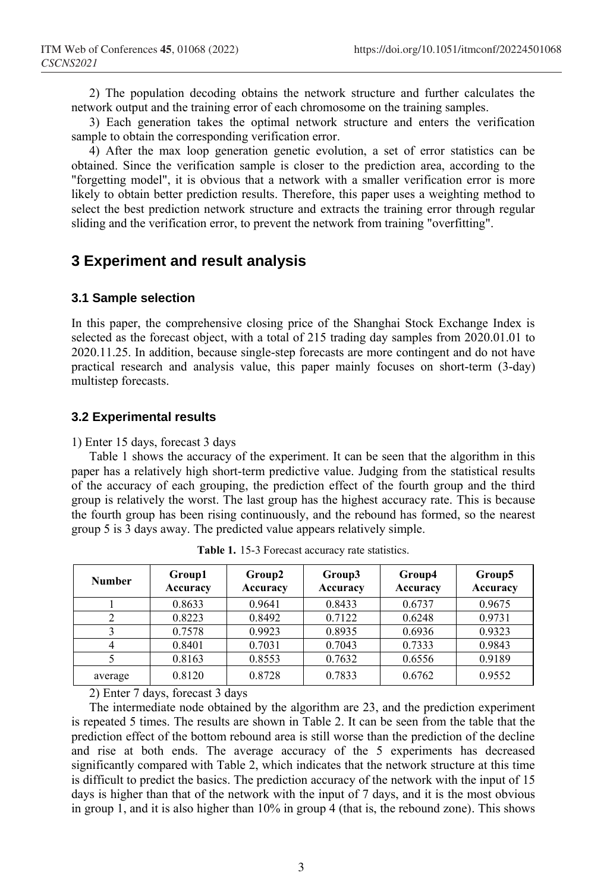2) The population decoding obtains the network structure and further calculates the network output and the training error of each chromosome on the training samples.

3) Each generation takes the optimal network structure and enters the verification sample to obtain the corresponding verification error.

4) After the max loop generation genetic evolution, a set of error statistics can be obtained. Since the verification sample is closer to the prediction area, according to the "forgetting model", it is obvious that a network with a smaller verification error is more likely to obtain better prediction results. Therefore, this paper uses a weighting method to select the best prediction network structure and extracts the training error through regular sliding and the verification error, to prevent the network from training "overfitting".

# 3 Experiment and result analysis

## 3.1 Sample selection

In this paper, the comprehensive closing price of the Shanghai Stock Exchange Index is selected as the forecast object, with a total of 215 trading day samples from 2020.01.01 to 2020.11.25. In addition, because single-step forecasts are more contingent and do not have practical research and analysis value, this paper mainly focuses on short-term (3-day) multistep forecasts.

## 3.2 Experimental results

1) Enter 15 days, forecast 3 days

Table 1 shows the accuracy of the experiment. It can be seen that the algorithm in this paper has a relatively high short-term predictive value. Judging from the statistical results of the accuracy of each grouping, the prediction effect of the fourth group and the third group is relatively the worst. The last group has the highest accuracy rate. This is because the fourth group has been rising continuously, and the rebound has formed, so the nearest group 5 is 3 days away. The predicted value appears relatively simple.

**Table 1.** 15-3 Forecast accuracy rate statistics.

| Number | Group1 Accuracy | Group2 Accuracy | Group3 Accuracy | Group4 Accuracy | Group5 Accuracy |
|---|---|---|---|---|---|
| 1 | 0.8633 | 0.9641 | 0.8433 | 0.6737 | 0.9675 |
| 2 | 0.8223 | 0.8492 | 0.7122 | 0.6248 | 0.9731 |
| 3 | 0.7578 | 0.9923 | 0.8935 | 0.6936 | 0.9323 |
| 4 | 0.8401 | 0.7031 | 0.7043 | 0.7333 | 0.9843 |
| 5 | 0.8163 | 0.8553 | 0.7632 | 0.6556 | 0.9189 |
| average | 0.8120 | 0.8728 | 0.7833 | 0.6762 | 0.9552 |

2) Enter 7 days, forecast 3 days

The intermediate node obtained by the algorithm are 23, and the prediction experiment is repeated 5 times. The results are shown in Table 2. It can be seen from the table that the prediction effect of the bottom rebound area is still worse than the prediction of the decline and rise at both ends. The average accuracy of the 5 experiments has decreased significantly compared with Table 2, which indicates that the network structure at this time is difficult to predict the basics. The prediction accuracy of the network with the input of 15 days is higher than that of the network with the input of 7 days, and it is the most obvious in group 1, and it is also higher than 10% in group 4 (that is, the rebound zone). This shows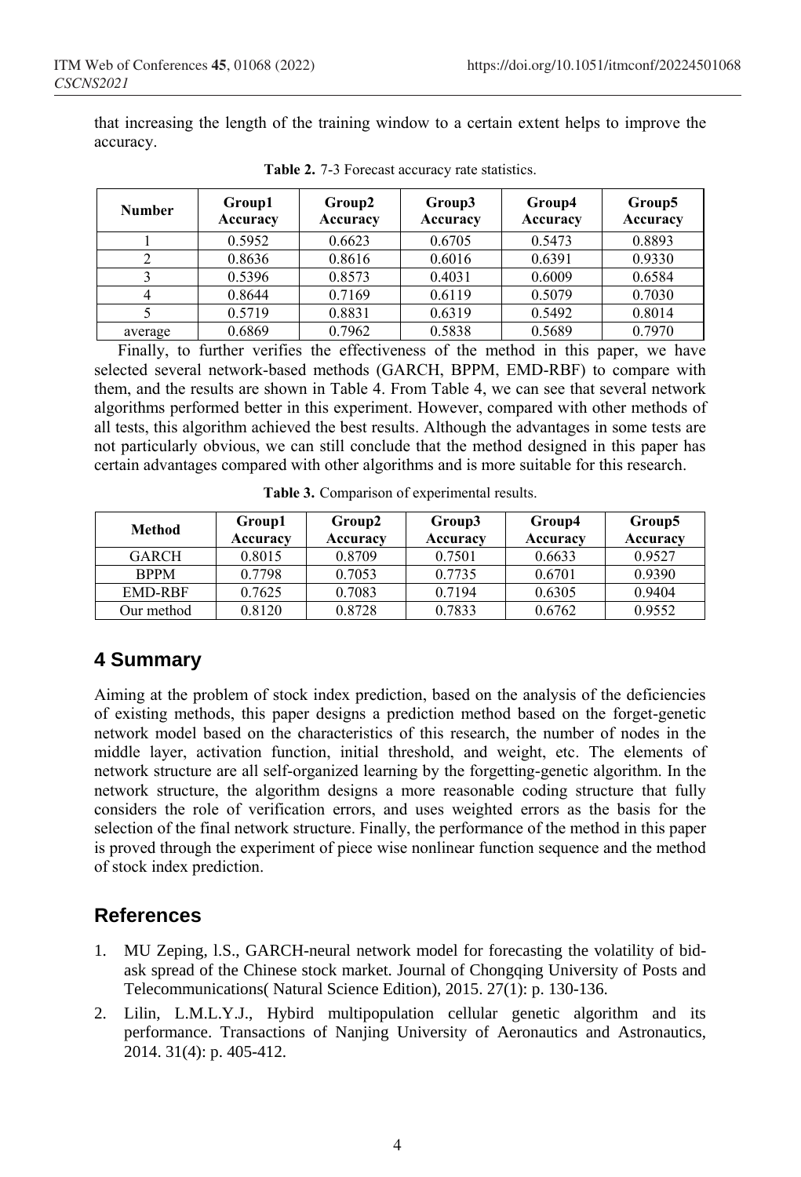that increasing the length of the training window to a certain extent helps to improve the accuracy.

**Table 2.** 7-3 Forecast accuracy rate statistics.

| Number | Group1 Accuracy | Group2 Accuracy | Group3 Accuracy | Group4 Accuracy | Group5 Accuracy |
|---|---|---|---|---|---|
| 1 | 0.5952 | 0.6623 | 0.6705 | 0.5473 | 0.8893 |
| 2 | 0.8636 | 0.8616 | 0.6016 | 0.6391 | 0.9330 |
| 3 | 0.5396 | 0.8573 | 0.4031 | 0.6009 | 0.6584 |
| 4 | 0.8644 | 0.7169 | 0.6119 | 0.5079 | 0.7030 |
| 5 | 0.5719 | 0.8831 | 0.6319 | 0.5492 | 0.8014 |
| average | 0.6869 | 0.7962 | 0.5838 | 0.5689 | 0.7970 |

Finally, to further verifies the effectiveness of the method in this paper, we have selected several network-based methods (GARCH, BPPM, EMD-RBF) to compare with them, and the results are shown in Table 4. From Table 4, we can see that several network algorithms performed better in this experiment. However, compared with other methods of all tests, this algorithm achieved the best results. Although the advantages in some tests are not particularly obvious, we can still conclude that the method designed in this paper has certain advantages compared with other algorithms and is more suitable for this research.

**Table 3.** Comparison of experimental results.

| Method | Group1 Accuracy | Group2 Accuracy | Group3 Accuracy | Group4 Accuracy | Group5 Accuracy |
|---|---|---|---|---|---|
| GARCH | 0.8015 | 0.8709 | 0.7501 | 0.6633 | 0.9527 |
| BPPM | 0.7798 | 0.7053 | 0.7735 | 0.6701 | 0.9390 |
| EMD-RBF | 0.7625 | 0.7083 | 0.7194 | 0.6305 | 0.9404 |
| Our method | 0.8120 | 0.8728 | 0.7833 | 0.6762 | 0.9552 |

## 4 Summary

Aiming at the problem of stock index prediction, based on the analysis of the deficiencies of existing methods, this paper designs a prediction method based on the forget-genetic network model based on the characteristics of this research, the number of nodes in the middle layer, activation function, initial threshold, and weight, etc. The elements of network structure are all self-organized learning by the forgetting-genetic algorithm. In the network structure, the algorithm designs a more reasonable coding structure that fully considers the role of verification errors, and uses weighted errors as the basis for the selection of the final network structure. Finally, the performance of the method in this paper is proved through the experiment of piece wise nonlinear function sequence and the method of stock index prediction.

## References

1. MU Zeping, l.S., GARCH-neural network model for forecasting the volatility of bid-ask spread of the Chinese stock market. Journal of Chongqing University of Posts and Telecommunications( Natural Science Edition), 2015. 27(1): p. 130-136.
2. Lilin, L.M.L.Y.J., Hybird multipopulation cellular genetic algorithm and its performance. Transactions of Nanjing University of Aeronautics and Astronautics, 2014. 31(4): p. 405-412.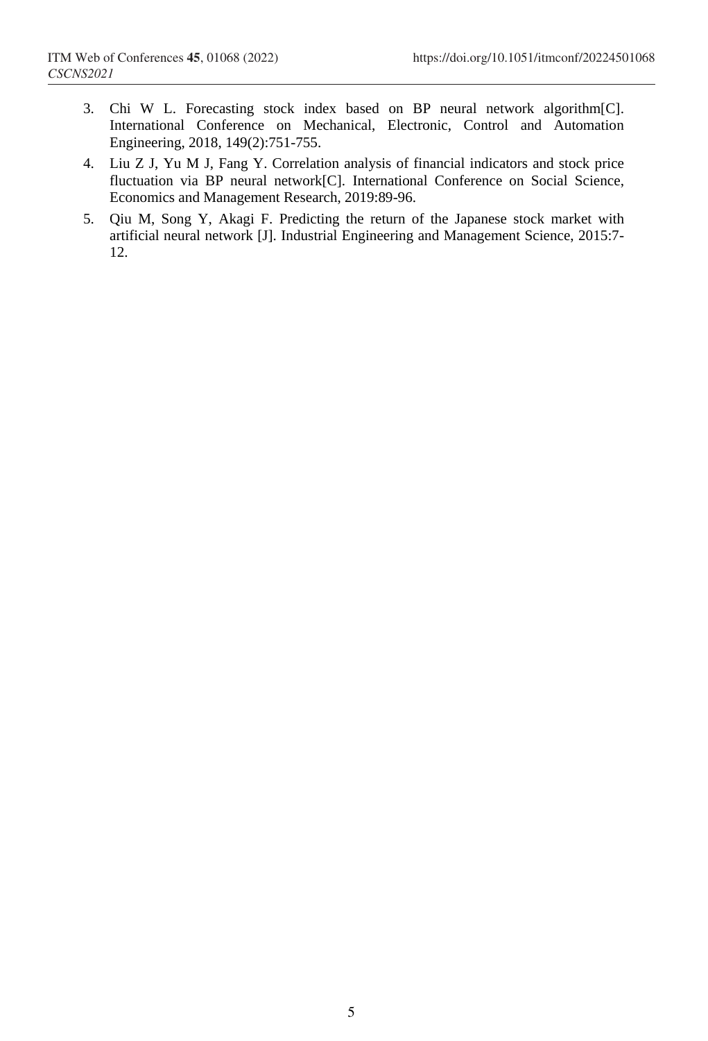3. Chi W L. Forecasting stock index based on BP neural network algorithm[C]. International Conference on Mechanical, Electronic, Control and Automation Engineering, 2018, 149(2):751-755.
4. Liu Z J, Yu M J, Fang Y. Correlation analysis of financial indicators and stock price fluctuation via BP neural network[C]. International Conference on Social Science, Economics and Management Research, 2019:89-96.
5. Qiu M, Song Y, Akagi F. Predicting the return of the Japanese stock market with artificial neural network [J]. Industrial Engineering and Management Science, 2015:7-12.